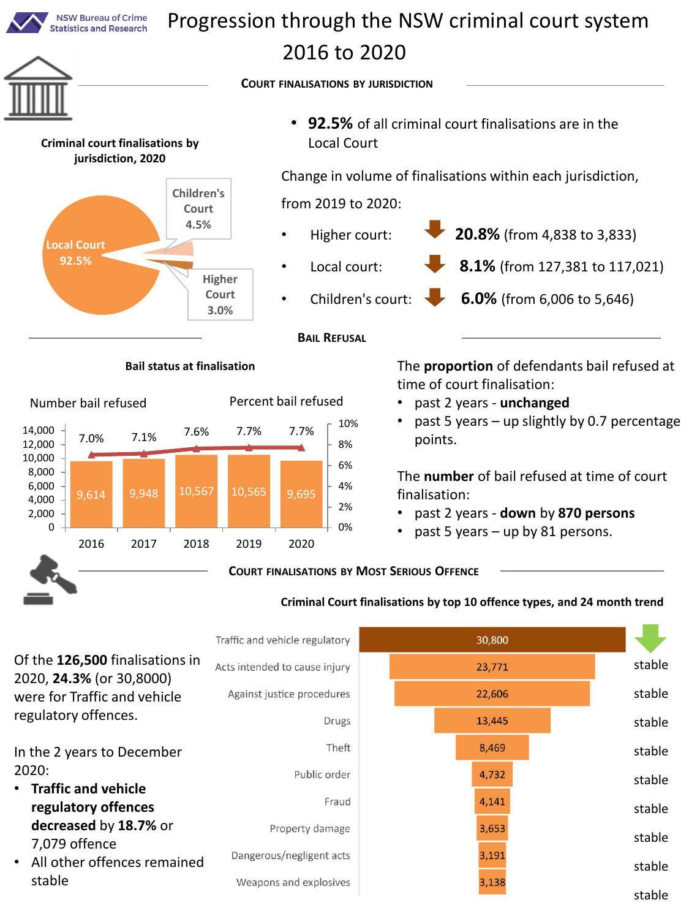NSW Bureau of Crime Statistics and Research

# Progression through the NSW criminal court system 2016 to 2020

## Court finalisations by jurisdiction

**Criminal court finalisations by jurisdiction, 2020**

| Jurisdiction | Share |
|---|---|
| Local Court | 92.5% |
| Children's Court | 4.5% |
| Higher Court | 3.0% |

- **92.5%** of all criminal court finalisations are in the Local Court

Change in volume of finalisations within each jurisdiction, from 2019 to 2020:

- Higher court: ↓ **20.8%** (from 4,838 to 3,833)
- Local court: ↓ **8.1%** (from 127,381 to 117,021)
- Children's court: ↓ **6.0%** (from 6,006 to 5,646)

## Bail Refusal

**Bail status at finalisation**

| Year | Number bail refused | Percent bail refused |
|---|---|---|
| 2016 | 9,614 | 7.0% |
| 2017 | 9,948 | 7.1% |
| 2018 | 10,567 | 7.6% |
| 2019 | 10,565 | 7.7% |
| 2020 | 9,695 | 7.7% |

The **proportion** of defendants bail refused at time of court finalisation:

- past 2 years - **unchanged**
- past 5 years – up slightly by 0.7 percentage points.

The **number** of bail refused at time of court finalisation:

- past 2 years - **down** by **870 persons**
- past 5 years – up by 81 persons.

## Court Finalisations by Most Serious Offence

**Criminal Court finalisations by top 10 offence types, and 24 month trend**

| Offence type | Finalisations | 24 month trend |
|---|---|---|
| Traffic and vehicle regulatory | 30,800 | ↓ |
| Acts intended to cause injury | 23,771 | stable |
| Against justice procedures | 22,606 | stable |
| Drugs | 13,445 | stable |
| Theft | 8,469 | stable |
| Public order | 4,732 | stable |
| Fraud | 4,141 | stable |
| Property damage | 3,653 | stable |
| Dangerous/negligent acts | 3,191 | stable |
| Weapons and explosives | 3,138 | stable |

Of the **126,500** finalisations in 2020, **24.3%** (or 30,8000) were for Traffic and vehicle regulatory offences.

In the 2 years to December 2020:

- **Traffic and vehicle regulatory offences decreased** by **18.7%** or 7,079 offence
- All other offences remained stable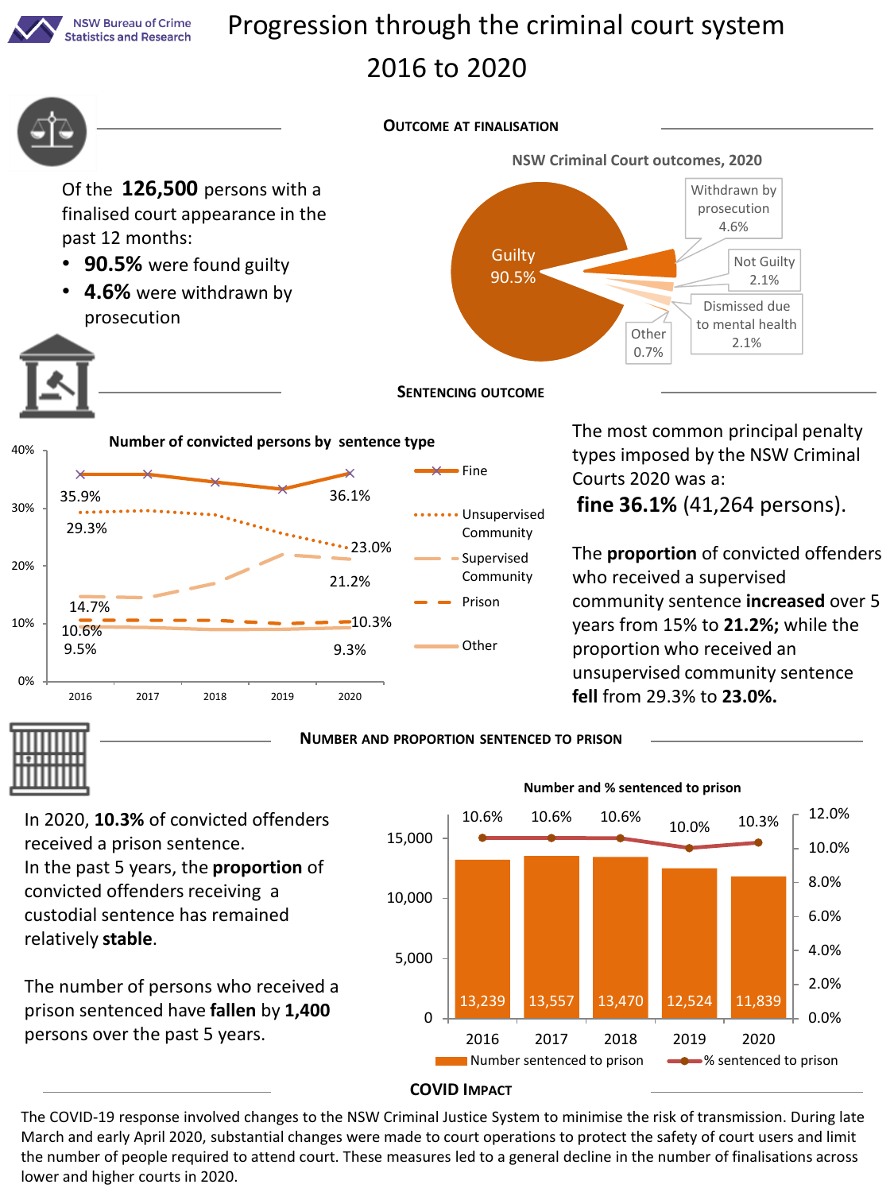NSW Bureau of Crime Statistics and Research

# Progression through the criminal court system 2016 to 2020

## Outcome at finalisation

Of the **126,500** persons with a finalised court appearance in the past 12 months:

- **90.5%** were found guilty
- **4.6%** were withdrawn by prosecution

NSW Criminal Court outcomes, 2020

Guilty 90.5%
Withdrawn by prosecution 4.6%
Not Guilty 2.1%
Dismissed due to mental health 2.1%
Other 0.7%

## Sentencing outcome

Number of convicted persons by sentence type

40%
30%
20%
10%
0%
2016 2017 2018 2019 2020

35.9% 36.1%
29.3% 23.0%
14.7% 21.2%
10.6% 10.3%
9.5% 9.3%

Fine
Unsupervised Community
Supervised Community
Prison
Other

The most common principal penalty types imposed by the NSW Criminal Courts 2020 was a:

**fine 36.1%** (41,264 persons).

The **proportion** of convicted offenders who received a supervised community sentence **increased** over 5 years from 15% to **21.2%;** while the proportion who received an unsupervised community sentence **fell** from 29.3% to **23.0%.**

## Number and proportion sentenced to prison

In 2020, **10.3%** of convicted offenders received a prison sentence.
In the past 5 years, the **proportion** of convicted offenders receiving a custodial sentence has remained relatively **stable**.

The number of persons who received a prison sentenced have **fallen** by **1,400** persons over the past 5 years.

Number and % sentenced to prison

15,000
10,000
5,000
0

12.0%
10.0%
8.0%
6.0%
4.0%
2.0%
0.0%

10.6% 10.6% 10.6% 10.0% 10.3%

13,239 13,557 13,470 12,524 11,839

2016 2017 2018 2019 2020

Number sentenced to prison
% sentenced to prison

## COVID Impact

The COVID-19 response involved changes to the NSW Criminal Justice System to minimise the risk of transmission. During late March and early April 2020, substantial changes were made to court operations to protect the safety of court users and limit the number of people required to attend court. These measures led to a general decline in the number of finalisations across lower and higher courts in 2020.